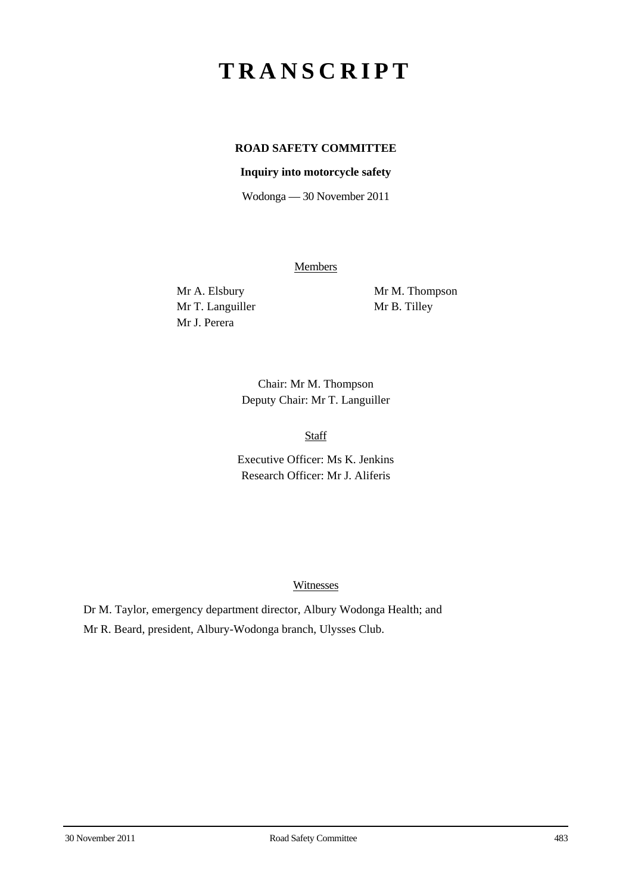# TRANSCRIPT

**ROAD SAFETY COMMITTEE**

**Inquiry into motorcycle safety**

Wodonga — 30 November 2011

Members

Mr A. Elsbury
Mr T. Languiller
Mr J. Perera
Mr M. Thompson
Mr B. Tilley

Chair: Mr M. Thompson
Deputy Chair: Mr T. Languiller

Staff

Executive Officer: Ms K. Jenkins
Research Officer: Mr J. Aliferis

Witnesses

Dr M. Taylor, emergency department director, Albury Wodonga Health; and
Mr R. Beard, president, Albury-Wodonga branch, Ulysses Club.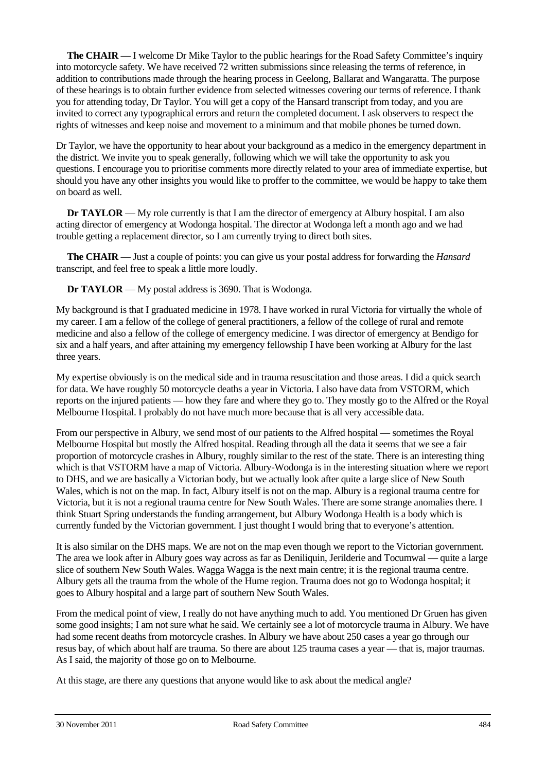**The CHAIR** — I welcome Dr Mike Taylor to the public hearings for the Road Safety Committee's inquiry into motorcycle safety. We have received 72 written submissions since releasing the terms of reference, in addition to contributions made through the hearing process in Geelong, Ballarat and Wangaratta. The purpose of these hearings is to obtain further evidence from selected witnesses covering our terms of reference. I thank you for attending today, Dr Taylor. You will get a copy of the Hansard transcript from today, and you are invited to correct any typographical errors and return the completed document. I ask observers to respect the rights of witnesses and keep noise and movement to a minimum and that mobile phones be turned down.

Dr Taylor, we have the opportunity to hear about your background as a medico in the emergency department in the district. We invite you to speak generally, following which we will take the opportunity to ask you questions. I encourage you to prioritise comments more directly related to your area of immediate expertise, but should you have any other insights you would like to proffer to the committee, we would be happy to take them on board as well.

**Dr TAYLOR** — My role currently is that I am the director of emergency at Albury hospital. I am also acting director of emergency at Wodonga hospital. The director at Wodonga left a month ago and we had trouble getting a replacement director, so I am currently trying to direct both sites.

**The CHAIR** — Just a couple of points: you can give us your postal address for forwarding the *Hansard* transcript, and feel free to speak a little more loudly.

**Dr TAYLOR** — My postal address is 3690. That is Wodonga.

My background is that I graduated medicine in 1978. I have worked in rural Victoria for virtually the whole of my career. I am a fellow of the college of general practitioners, a fellow of the college of rural and remote medicine and also a fellow of the college of emergency medicine. I was director of emergency at Bendigo for six and a half years, and after attaining my emergency fellowship I have been working at Albury for the last three years.

My expertise obviously is on the medical side and in trauma resuscitation and those areas. I did a quick search for data. We have roughly 50 motorcycle deaths a year in Victoria. I also have data from VSTORM, which reports on the injured patients — how they fare and where they go to. They mostly go to the Alfred or the Royal Melbourne Hospital. I probably do not have much more because that is all very accessible data.

From our perspective in Albury, we send most of our patients to the Alfred hospital — sometimes the Royal Melbourne Hospital but mostly the Alfred hospital. Reading through all the data it seems that we see a fair proportion of motorcycle crashes in Albury, roughly similar to the rest of the state. There is an interesting thing which is that VSTORM have a map of Victoria. Albury-Wodonga is in the interesting situation where we report to DHS, and we are basically a Victorian body, but we actually look after quite a large slice of New South Wales, which is not on the map. In fact, Albury itself is not on the map. Albury is a regional trauma centre for Victoria, but it is not a regional trauma centre for New South Wales. There are some strange anomalies there. I think Stuart Spring understands the funding arrangement, but Albury Wodonga Health is a body which is currently funded by the Victorian government. I just thought I would bring that to everyone's attention.

It is also similar on the DHS maps. We are not on the map even though we report to the Victorian government. The area we look after in Albury goes way across as far as Deniliquin, Jerilderie and Tocumwal — quite a large slice of southern New South Wales. Wagga Wagga is the next main centre; it is the regional trauma centre. Albury gets all the trauma from the whole of the Hume region. Trauma does not go to Wodonga hospital; it goes to Albury hospital and a large part of southern New South Wales.

From the medical point of view, I really do not have anything much to add. You mentioned Dr Gruen has given some good insights; I am not sure what he said. We certainly see a lot of motorcycle trauma in Albury. We have had some recent deaths from motorcycle crashes. In Albury we have about 250 cases a year go through our resus bay, of which about half are trauma. So there are about 125 trauma cases a year — that is, major traumas. As I said, the majority of those go on to Melbourne.

At this stage, are there any questions that anyone would like to ask about the medical angle?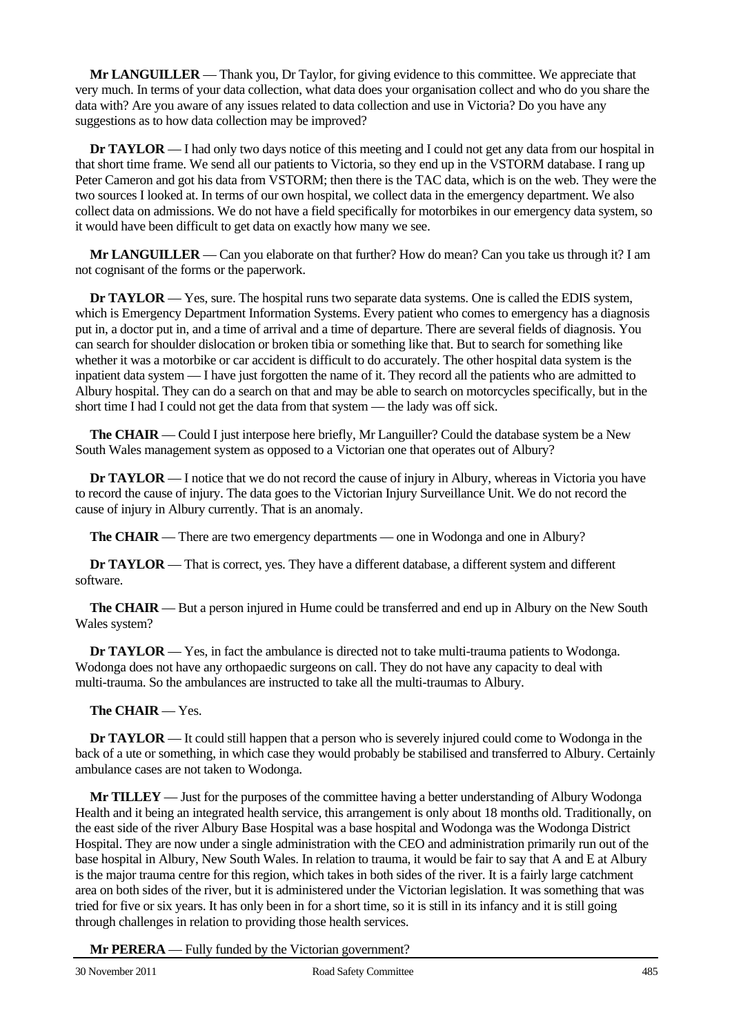**Mr LANGUILLER** — Thank you, Dr Taylor, for giving evidence to this committee. We appreciate that very much. In terms of your data collection, what data does your organisation collect and who do you share the data with? Are you aware of any issues related to data collection and use in Victoria? Do you have any suggestions as to how data collection may be improved?

**Dr TAYLOR** — I had only two days notice of this meeting and I could not get any data from our hospital in that short time frame. We send all our patients to Victoria, so they end up in the VSTORM database. I rang up Peter Cameron and got his data from VSTORM; then there is the TAC data, which is on the web. They were the two sources I looked at. In terms of our own hospital, we collect data in the emergency department. We also collect data on admissions. We do not have a field specifically for motorbikes in our emergency data system, so it would have been difficult to get data on exactly how many we see.

**Mr LANGUILLER** — Can you elaborate on that further? How do mean? Can you take us through it? I am not cognisant of the forms or the paperwork.

**Dr TAYLOR** — Yes, sure. The hospital runs two separate data systems. One is called the EDIS system, which is Emergency Department Information Systems. Every patient who comes to emergency has a diagnosis put in, a doctor put in, and a time of arrival and a time of departure. There are several fields of diagnosis. You can search for shoulder dislocation or broken tibia or something like that. But to search for something like whether it was a motorbike or car accident is difficult to do accurately. The other hospital data system is the inpatient data system — I have just forgotten the name of it. They record all the patients who are admitted to Albury hospital. They can do a search on that and may be able to search on motorcycles specifically, but in the short time I had I could not get the data from that system — the lady was off sick.

**The CHAIR** — Could I just interpose here briefly, Mr Languiller? Could the database system be a New South Wales management system as opposed to a Victorian one that operates out of Albury?

**Dr TAYLOR** — I notice that we do not record the cause of injury in Albury, whereas in Victoria you have to record the cause of injury. The data goes to the Victorian Injury Surveillance Unit. We do not record the cause of injury in Albury currently. That is an anomaly.

**The CHAIR** — There are two emergency departments — one in Wodonga and one in Albury?

**Dr TAYLOR** — That is correct, yes. They have a different database, a different system and different software.

**The CHAIR** — But a person injured in Hume could be transferred and end up in Albury on the New South Wales system?

**Dr TAYLOR** — Yes, in fact the ambulance is directed not to take multi-trauma patients to Wodonga. Wodonga does not have any orthopaedic surgeons on call. They do not have any capacity to deal with multi-trauma. So the ambulances are instructed to take all the multi-traumas to Albury.

**The CHAIR** — Yes.

**Dr TAYLOR** — It could still happen that a person who is severely injured could come to Wodonga in the back of a ute or something, in which case they would probably be stabilised and transferred to Albury. Certainly ambulance cases are not taken to Wodonga.

**Mr TILLEY** — Just for the purposes of the committee having a better understanding of Albury Wodonga Health and it being an integrated health service, this arrangement is only about 18 months old. Traditionally, on the east side of the river Albury Base Hospital was a base hospital and Wodonga was the Wodonga District Hospital. They are now under a single administration with the CEO and administration primarily run out of the base hospital in Albury, New South Wales. In relation to trauma, it would be fair to say that A and E at Albury is the major trauma centre for this region, which takes in both sides of the river. It is a fairly large catchment area on both sides of the river, but it is administered under the Victorian legislation. It was something that was tried for five or six years. It has only been in for a short time, so it is still in its infancy and it is still going through challenges in relation to providing those health services.

**Mr PERERA** — Fully funded by the Victorian government?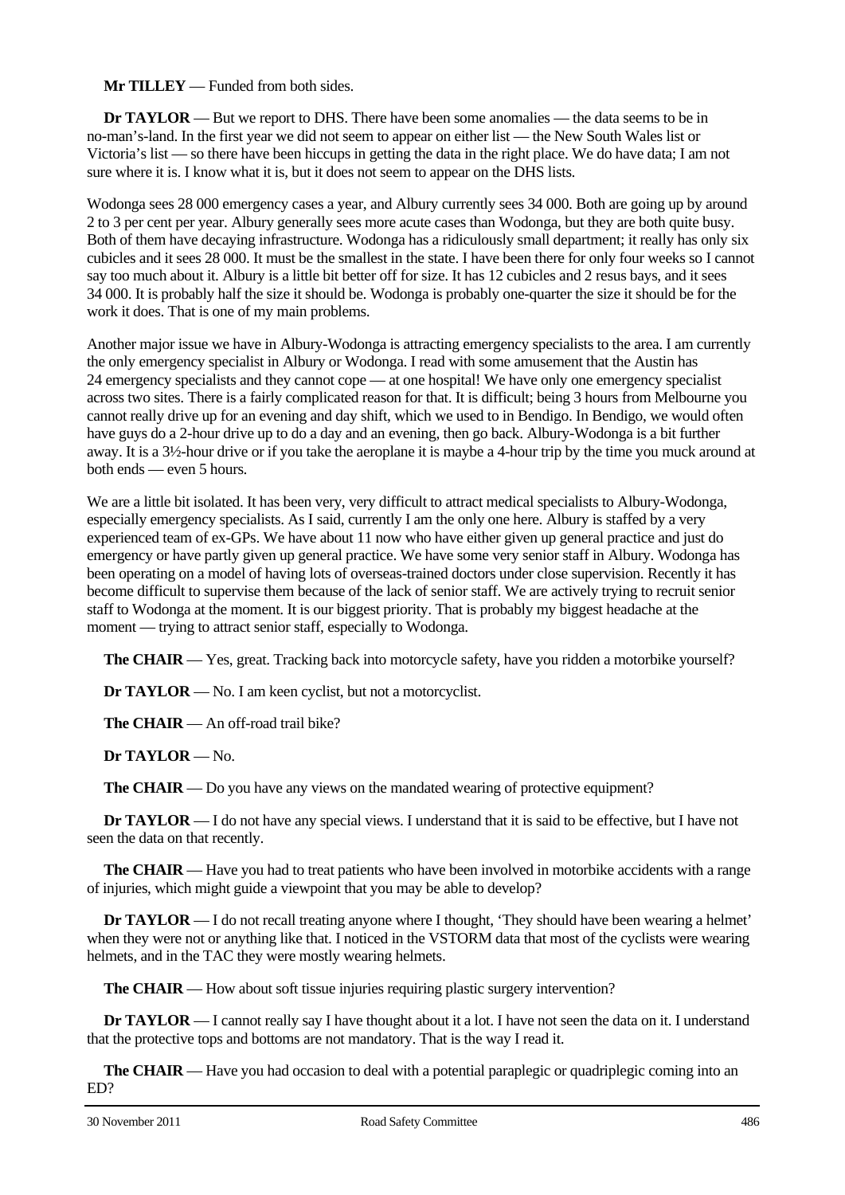**Mr TILLEY** — Funded from both sides.

**Dr TAYLOR** — But we report to DHS. There have been some anomalies — the data seems to be in no-man's-land. In the first year we did not seem to appear on either list — the New South Wales list or Victoria's list — so there have been hiccups in getting the data in the right place. We do have data; I am not sure where it is. I know what it is, but it does not seem to appear on the DHS lists.

Wodonga sees 28 000 emergency cases a year, and Albury currently sees 34 000. Both are going up by around 2 to 3 per cent per year. Albury generally sees more acute cases than Wodonga, but they are both quite busy. Both of them have decaying infrastructure. Wodonga has a ridiculously small department; it really has only six cubicles and it sees 28 000. It must be the smallest in the state. I have been there for only four weeks so I cannot say too much about it. Albury is a little bit better off for size. It has 12 cubicles and 2 resus bays, and it sees 34 000. It is probably half the size it should be. Wodonga is probably one-quarter the size it should be for the work it does. That is one of my main problems.

Another major issue we have in Albury-Wodonga is attracting emergency specialists to the area. I am currently the only emergency specialist in Albury or Wodonga. I read with some amusement that the Austin has 24 emergency specialists and they cannot cope — at one hospital! We have only one emergency specialist across two sites. There is a fairly complicated reason for that. It is difficult; being 3 hours from Melbourne you cannot really drive up for an evening and day shift, which we used to in Bendigo. In Bendigo, we would often have guys do a 2-hour drive up to do a day and an evening, then go back. Albury-Wodonga is a bit further away. It is a 3½-hour drive or if you take the aeroplane it is maybe a 4-hour trip by the time you muck around at both ends — even 5 hours.

We are a little bit isolated. It has been very, very difficult to attract medical specialists to Albury-Wodonga, especially emergency specialists. As I said, currently I am the only one here. Albury is staffed by a very experienced team of ex-GPs. We have about 11 now who have either given up general practice and just do emergency or have partly given up general practice. We have some very senior staff in Albury. Wodonga has been operating on a model of having lots of overseas-trained doctors under close supervision. Recently it has become difficult to supervise them because of the lack of senior staff. We are actively trying to recruit senior staff to Wodonga at the moment. It is our biggest priority. That is probably my biggest headache at the moment — trying to attract senior staff, especially to Wodonga.

**The CHAIR** — Yes, great. Tracking back into motorcycle safety, have you ridden a motorbike yourself?

**Dr TAYLOR** — No. I am keen cyclist, but not a motorcyclist.

**The CHAIR** — An off-road trail bike?

**Dr TAYLOR** — No.

**The CHAIR** — Do you have any views on the mandated wearing of protective equipment?

**Dr TAYLOR** — I do not have any special views. I understand that it is said to be effective, but I have not seen the data on that recently.

**The CHAIR** — Have you had to treat patients who have been involved in motorbike accidents with a range of injuries, which might guide a viewpoint that you may be able to develop?

**Dr TAYLOR** — I do not recall treating anyone where I thought, 'They should have been wearing a helmet' when they were not or anything like that. I noticed in the VSTORM data that most of the cyclists were wearing helmets, and in the TAC they were mostly wearing helmets.

**The CHAIR** — How about soft tissue injuries requiring plastic surgery intervention?

**Dr TAYLOR** — I cannot really say I have thought about it a lot. I have not seen the data on it. I understand that the protective tops and bottoms are not mandatory. That is the way I read it.

**The CHAIR** — Have you had occasion to deal with a potential paraplegic or quadriplegic coming into an ED?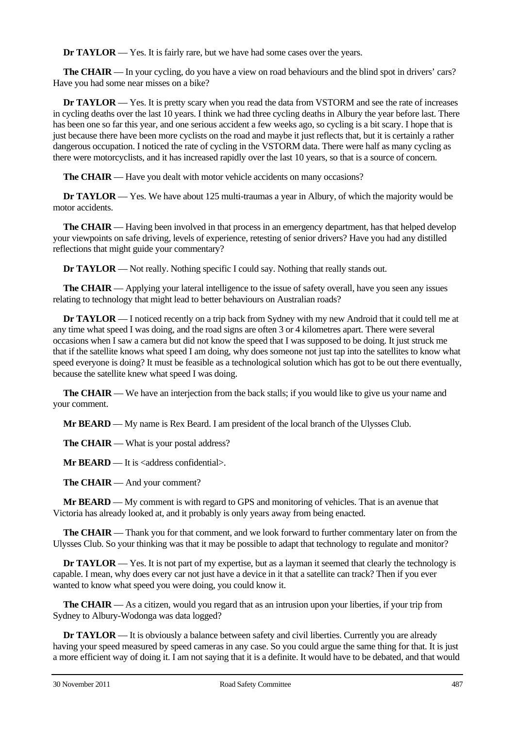**Dr TAYLOR** — Yes. It is fairly rare, but we have had some cases over the years.

**The CHAIR** — In your cycling, do you have a view on road behaviours and the blind spot in drivers' cars? Have you had some near misses on a bike?

**Dr TAYLOR** — Yes. It is pretty scary when you read the data from VSTORM and see the rate of increases in cycling deaths over the last 10 years. I think we had three cycling deaths in Albury the year before last. There has been one so far this year, and one serious accident a few weeks ago, so cycling is a bit scary. I hope that is just because there have been more cyclists on the road and maybe it just reflects that, but it is certainly a rather dangerous occupation. I noticed the rate of cycling in the VSTORM data. There were half as many cycling as there were motorcyclists, and it has increased rapidly over the last 10 years, so that is a source of concern.

**The CHAIR** — Have you dealt with motor vehicle accidents on many occasions?

**Dr TAYLOR** — Yes. We have about 125 multi-traumas a year in Albury, of which the majority would be motor accidents.

**The CHAIR** — Having been involved in that process in an emergency department, has that helped develop your viewpoints on safe driving, levels of experience, retesting of senior drivers? Have you had any distilled reflections that might guide your commentary?

**Dr TAYLOR** — Not really. Nothing specific I could say. Nothing that really stands out.

**The CHAIR** — Applying your lateral intelligence to the issue of safety overall, have you seen any issues relating to technology that might lead to better behaviours on Australian roads?

**Dr TAYLOR** — I noticed recently on a trip back from Sydney with my new Android that it could tell me at any time what speed I was doing, and the road signs are often 3 or 4 kilometres apart. There were several occasions when I saw a camera but did not know the speed that I was supposed to be doing. It just struck me that if the satellite knows what speed I am doing, why does someone not just tap into the satellites to know what speed everyone is doing? It must be feasible as a technological solution which has got to be out there eventually, because the satellite knew what speed I was doing.

**The CHAIR** — We have an interjection from the back stalls; if you would like to give us your name and your comment.

**Mr BEARD** — My name is Rex Beard. I am president of the local branch of the Ulysses Club.

**The CHAIR** — What is your postal address?

**Mr BEARD** — It is <address confidential>.

**The CHAIR** — And your comment?

**Mr BEARD** — My comment is with regard to GPS and monitoring of vehicles. That is an avenue that Victoria has already looked at, and it probably is only years away from being enacted.

**The CHAIR** — Thank you for that comment, and we look forward to further commentary later on from the Ulysses Club. So your thinking was that it may be possible to adapt that technology to regulate and monitor?

**Dr TAYLOR** — Yes. It is not part of my expertise, but as a layman it seemed that clearly the technology is capable. I mean, why does every car not just have a device in it that a satellite can track? Then if you ever wanted to know what speed you were doing, you could know it.

**The CHAIR** — As a citizen, would you regard that as an intrusion upon your liberties, if your trip from Sydney to Albury-Wodonga was data logged?

**Dr TAYLOR** — It is obviously a balance between safety and civil liberties. Currently you are already having your speed measured by speed cameras in any case. So you could argue the same thing for that. It is just a more efficient way of doing it. I am not saying that it is a definite. It would have to be debated, and that would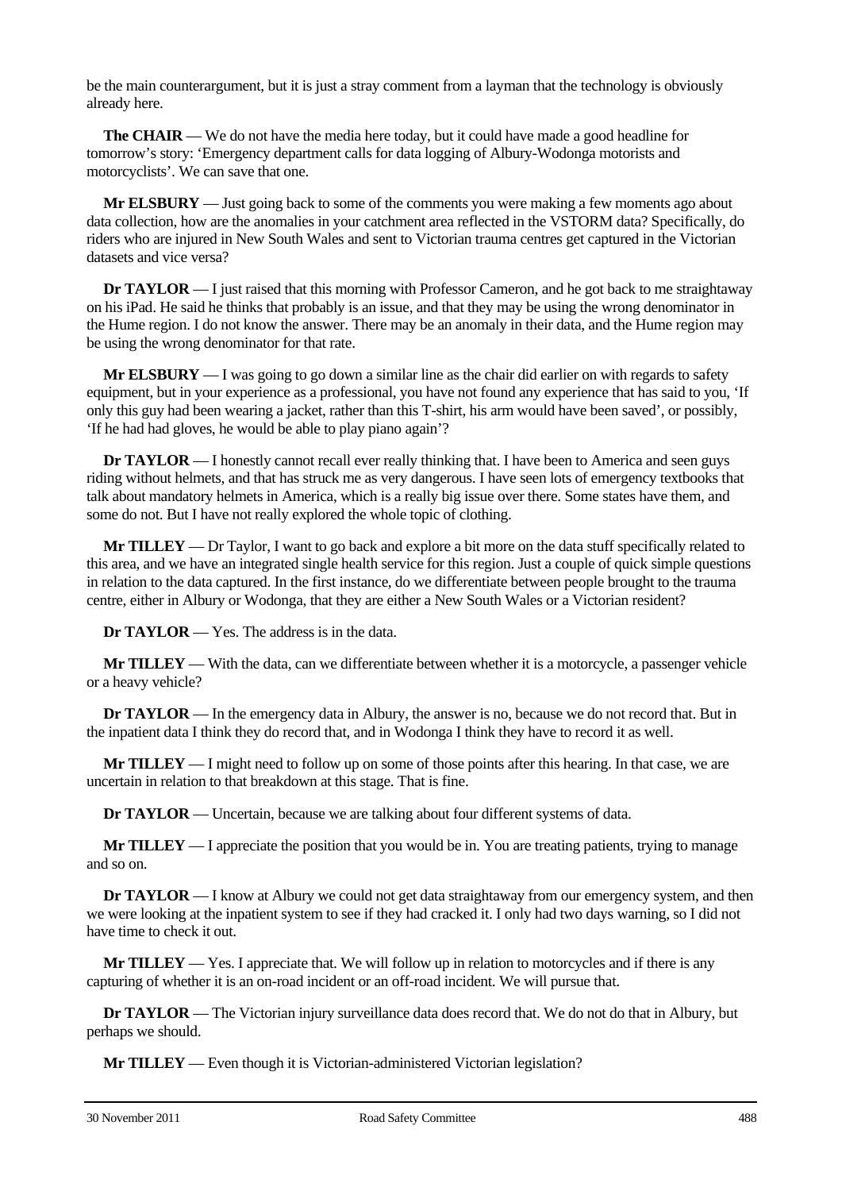be the main counterargument, but it is just a stray comment from a layman that the technology is obviously already here.

**The CHAIR** — We do not have the media here today, but it could have made a good headline for tomorrow's story: 'Emergency department calls for data logging of Albury-Wodonga motorists and motorcyclists'. We can save that one.

**Mr ELSBURY** — Just going back to some of the comments you were making a few moments ago about data collection, how are the anomalies in your catchment area reflected in the VSTORM data? Specifically, do riders who are injured in New South Wales and sent to Victorian trauma centres get captured in the Victorian datasets and vice versa?

**Dr TAYLOR** — I just raised that this morning with Professor Cameron, and he got back to me straightaway on his iPad. He said he thinks that probably is an issue, and that they may be using the wrong denominator in the Hume region. I do not know the answer. There may be an anomaly in their data, and the Hume region may be using the wrong denominator for that rate.

**Mr ELSBURY** — I was going to go down a similar line as the chair did earlier on with regards to safety equipment, but in your experience as a professional, you have not found any experience that has said to you, 'If only this guy had been wearing a jacket, rather than this T-shirt, his arm would have been saved', or possibly, 'If he had had gloves, he would be able to play piano again'?

**Dr TAYLOR** — I honestly cannot recall ever really thinking that. I have been to America and seen guys riding without helmets, and that has struck me as very dangerous. I have seen lots of emergency textbooks that talk about mandatory helmets in America, which is a really big issue over there. Some states have them, and some do not. But I have not really explored the whole topic of clothing.

**Mr TILLEY** — Dr Taylor, I want to go back and explore a bit more on the data stuff specifically related to this area, and we have an integrated single health service for this region. Just a couple of quick simple questions in relation to the data captured. In the first instance, do we differentiate between people brought to the trauma centre, either in Albury or Wodonga, that they are either a New South Wales or a Victorian resident?

**Dr TAYLOR** — Yes. The address is in the data.

**Mr TILLEY** — With the data, can we differentiate between whether it is a motorcycle, a passenger vehicle or a heavy vehicle?

**Dr TAYLOR** — In the emergency data in Albury, the answer is no, because we do not record that. But in the inpatient data I think they do record that, and in Wodonga I think they have to record it as well.

**Mr TILLEY** — I might need to follow up on some of those points after this hearing. In that case, we are uncertain in relation to that breakdown at this stage. That is fine.

**Dr TAYLOR** — Uncertain, because we are talking about four different systems of data.

**Mr TILLEY** — I appreciate the position that you would be in. You are treating patients, trying to manage and so on.

**Dr TAYLOR** — I know at Albury we could not get data straightaway from our emergency system, and then we were looking at the inpatient system to see if they had cracked it. I only had two days warning, so I did not have time to check it out.

**Mr TILLEY** — Yes. I appreciate that. We will follow up in relation to motorcycles and if there is any capturing of whether it is an on-road incident or an off-road incident. We will pursue that.

**Dr TAYLOR** — The Victorian injury surveillance data does record that. We do not do that in Albury, but perhaps we should.

**Mr TILLEY** — Even though it is Victorian-administered Victorian legislation?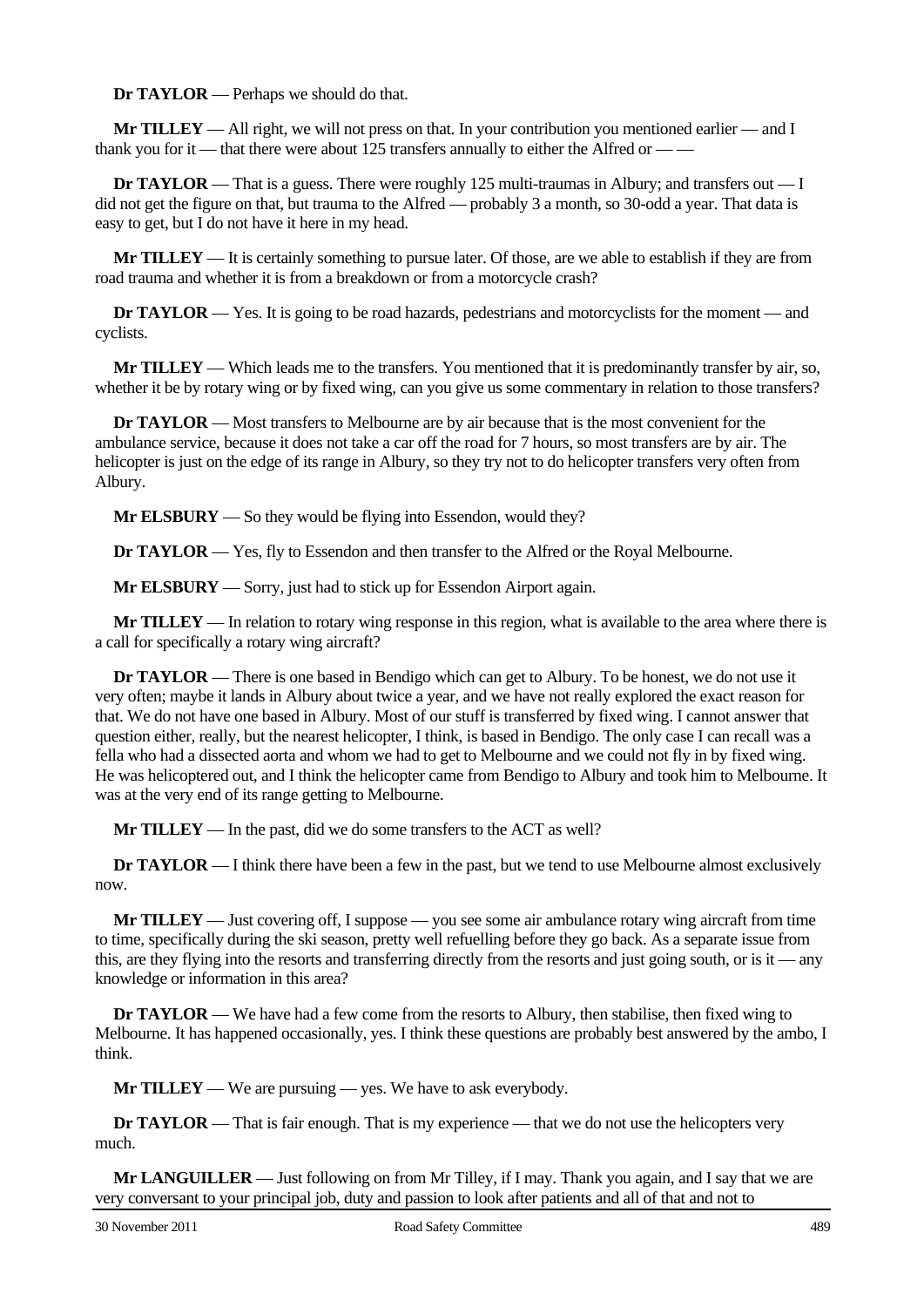**Dr TAYLOR** — Perhaps we should do that.

**Mr TILLEY** — All right, we will not press on that. In your contribution you mentioned earlier — and I thank you for it — that there were about 125 transfers annually to either the Alfred or — —

**Dr TAYLOR** — That is a guess. There were roughly 125 multi-traumas in Albury; and transfers out — I did not get the figure on that, but trauma to the Alfred — probably 3 a month, so 30-odd a year. That data is easy to get, but I do not have it here in my head.

**Mr TILLEY** — It is certainly something to pursue later. Of those, are we able to establish if they are from road trauma and whether it is from a breakdown or from a motorcycle crash?

**Dr TAYLOR** — Yes. It is going to be road hazards, pedestrians and motorcyclists for the moment — and cyclists.

**Mr TILLEY** — Which leads me to the transfers. You mentioned that it is predominantly transfer by air, so, whether it be by rotary wing or by fixed wing, can you give us some commentary in relation to those transfers?

**Dr TAYLOR** — Most transfers to Melbourne are by air because that is the most convenient for the ambulance service, because it does not take a car off the road for 7 hours, so most transfers are by air. The helicopter is just on the edge of its range in Albury, so they try not to do helicopter transfers very often from Albury.

**Mr ELSBURY** — So they would be flying into Essendon, would they?

**Dr TAYLOR** — Yes, fly to Essendon and then transfer to the Alfred or the Royal Melbourne.

**Mr ELSBURY** — Sorry, just had to stick up for Essendon Airport again.

**Mr TILLEY** — In relation to rotary wing response in this region, what is available to the area where there is a call for specifically a rotary wing aircraft?

**Dr TAYLOR** — There is one based in Bendigo which can get to Albury. To be honest, we do not use it very often; maybe it lands in Albury about twice a year, and we have not really explored the exact reason for that. We do not have one based in Albury. Most of our stuff is transferred by fixed wing. I cannot answer that question either, really, but the nearest helicopter, I think, is based in Bendigo. The only case I can recall was a fella who had a dissected aorta and whom we had to get to Melbourne and we could not fly in by fixed wing. He was helicoptered out, and I think the helicopter came from Bendigo to Albury and took him to Melbourne. It was at the very end of its range getting to Melbourne.

**Mr TILLEY** — In the past, did we do some transfers to the ACT as well?

**Dr TAYLOR** — I think there have been a few in the past, but we tend to use Melbourne almost exclusively now.

**Mr TILLEY** — Just covering off, I suppose — you see some air ambulance rotary wing aircraft from time to time, specifically during the ski season, pretty well refuelling before they go back. As a separate issue from this, are they flying into the resorts and transferring directly from the resorts and just going south, or is it — any knowledge or information in this area?

**Dr TAYLOR** — We have had a few come from the resorts to Albury, then stabilise, then fixed wing to Melbourne. It has happened occasionally, yes. I think these questions are probably best answered by the ambo, I think.

**Mr TILLEY** — We are pursuing — yes. We have to ask everybody.

**Dr TAYLOR** — That is fair enough. That is my experience — that we do not use the helicopters very much.

**Mr LANGUILLER** — Just following on from Mr Tilley, if I may. Thank you again, and I say that we are very conversant to your principal job, duty and passion to look after patients and all of that and not to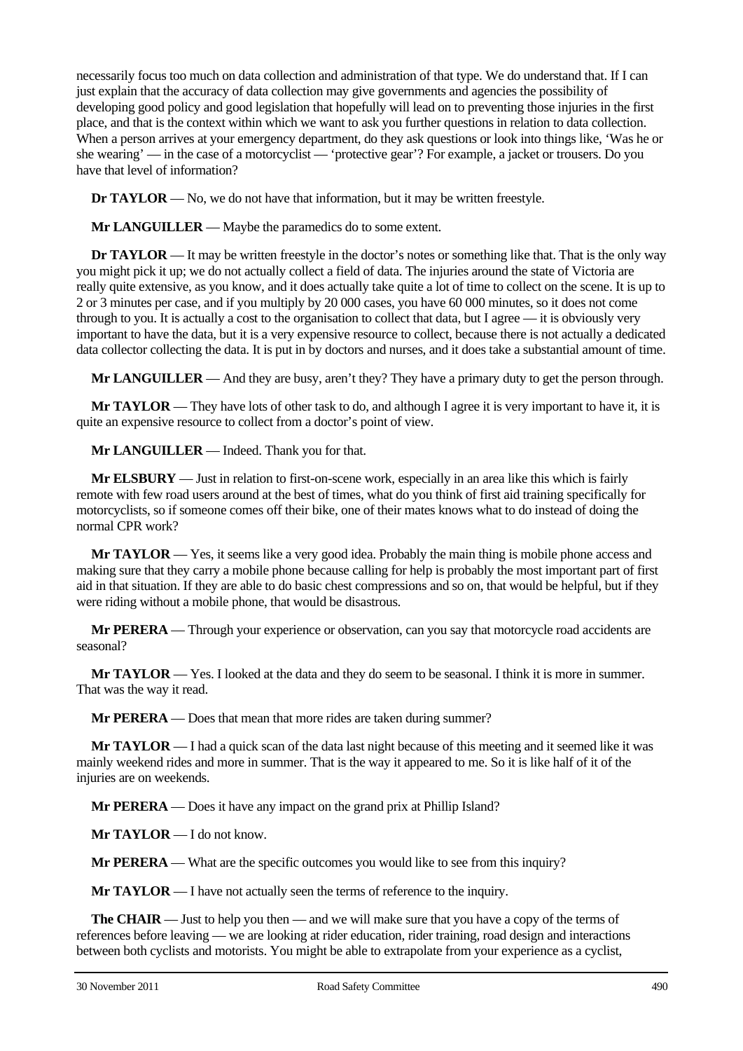necessarily focus too much on data collection and administration of that type. We do understand that. If I can just explain that the accuracy of data collection may give governments and agencies the possibility of developing good policy and good legislation that hopefully will lead on to preventing those injuries in the first place, and that is the context within which we want to ask you further questions in relation to data collection. When a person arrives at your emergency department, do they ask questions or look into things like, 'Was he or she wearing' — in the case of a motorcyclist — 'protective gear'? For example, a jacket or trousers. Do you have that level of information?

**Dr TAYLOR** — No, we do not have that information, but it may be written freestyle.

**Mr LANGUILLER** — Maybe the paramedics do to some extent.

**Dr TAYLOR** — It may be written freestyle in the doctor's notes or something like that. That is the only way you might pick it up; we do not actually collect a field of data. The injuries around the state of Victoria are really quite extensive, as you know, and it does actually take quite a lot of time to collect on the scene. It is up to 2 or 3 minutes per case, and if you multiply by 20 000 cases, you have 60 000 minutes, so it does not come through to you. It is actually a cost to the organisation to collect that data, but I agree — it is obviously very important to have the data, but it is a very expensive resource to collect, because there is not actually a dedicated data collector collecting the data. It is put in by doctors and nurses, and it does take a substantial amount of time.

**Mr LANGUILLER** — And they are busy, aren't they? They have a primary duty to get the person through.

**Mr TAYLOR** — They have lots of other task to do, and although I agree it is very important to have it, it is quite an expensive resource to collect from a doctor's point of view.

**Mr LANGUILLER** — Indeed. Thank you for that.

**Mr ELSBURY** — Just in relation to first-on-scene work, especially in an area like this which is fairly remote with few road users around at the best of times, what do you think of first aid training specifically for motorcyclists, so if someone comes off their bike, one of their mates knows what to do instead of doing the normal CPR work?

**Mr TAYLOR** — Yes, it seems like a very good idea. Probably the main thing is mobile phone access and making sure that they carry a mobile phone because calling for help is probably the most important part of first aid in that situation. If they are able to do basic chest compressions and so on, that would be helpful, but if they were riding without a mobile phone, that would be disastrous.

**Mr PERERA** — Through your experience or observation, can you say that motorcycle road accidents are seasonal?

**Mr TAYLOR** — Yes. I looked at the data and they do seem to be seasonal. I think it is more in summer. That was the way it read.

**Mr PERERA** — Does that mean that more rides are taken during summer?

**Mr TAYLOR** — I had a quick scan of the data last night because of this meeting and it seemed like it was mainly weekend rides and more in summer. That is the way it appeared to me. So it is like half of it of the injuries are on weekends.

**Mr PERERA** — Does it have any impact on the grand prix at Phillip Island?

**Mr TAYLOR** — I do not know.

**Mr PERERA** — What are the specific outcomes you would like to see from this inquiry?

**Mr TAYLOR** — I have not actually seen the terms of reference to the inquiry.

**The CHAIR** — Just to help you then — and we will make sure that you have a copy of the terms of references before leaving — we are looking at rider education, rider training, road design and interactions between both cyclists and motorists. You might be able to extrapolate from your experience as a cyclist,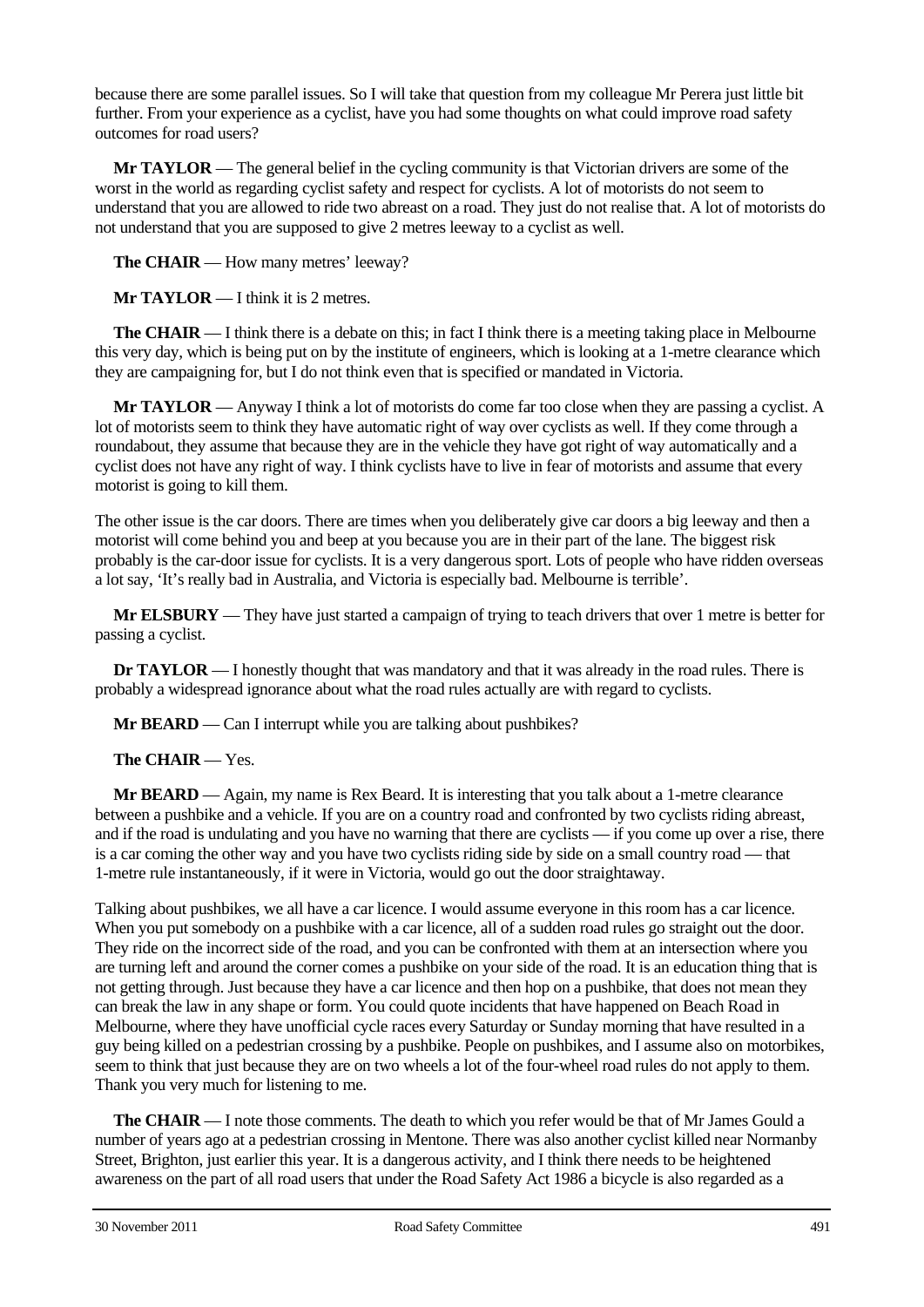because there are some parallel issues. So I will take that question from my colleague Mr Perera just little bit further. From your experience as a cyclist, have you had some thoughts on what could improve road safety outcomes for road users?

**Mr TAYLOR** — The general belief in the cycling community is that Victorian drivers are some of the worst in the world as regarding cyclist safety and respect for cyclists. A lot of motorists do not seem to understand that you are allowed to ride two abreast on a road. They just do not realise that. A lot of motorists do not understand that you are supposed to give 2 metres leeway to a cyclist as well.

**The CHAIR** — How many metres' leeway?

**Mr TAYLOR** — I think it is 2 metres.

**The CHAIR** — I think there is a debate on this; in fact I think there is a meeting taking place in Melbourne this very day, which is being put on by the institute of engineers, which is looking at a 1-metre clearance which they are campaigning for, but I do not think even that is specified or mandated in Victoria.

**Mr TAYLOR** — Anyway I think a lot of motorists do come far too close when they are passing a cyclist. A lot of motorists seem to think they have automatic right of way over cyclists as well. If they come through a roundabout, they assume that because they are in the vehicle they have got right of way automatically and a cyclist does not have any right of way. I think cyclists have to live in fear of motorists and assume that every motorist is going to kill them.

The other issue is the car doors. There are times when you deliberately give car doors a big leeway and then a motorist will come behind you and beep at you because you are in their part of the lane. The biggest risk probably is the car-door issue for cyclists. It is a very dangerous sport. Lots of people who have ridden overseas a lot say, 'It's really bad in Australia, and Victoria is especially bad. Melbourne is terrible'.

**Mr ELSBURY** — They have just started a campaign of trying to teach drivers that over 1 metre is better for passing a cyclist.

**Dr TAYLOR** — I honestly thought that was mandatory and that it was already in the road rules. There is probably a widespread ignorance about what the road rules actually are with regard to cyclists.

**Mr BEARD** — Can I interrupt while you are talking about pushbikes?

**The CHAIR** — Yes.

**Mr BEARD** — Again, my name is Rex Beard. It is interesting that you talk about a 1-metre clearance between a pushbike and a vehicle. If you are on a country road and confronted by two cyclists riding abreast, and if the road is undulating and you have no warning that there are cyclists — if you come up over a rise, there is a car coming the other way and you have two cyclists riding side by side on a small country road — that 1-metre rule instantaneously, if it were in Victoria, would go out the door straightaway.

Talking about pushbikes, we all have a car licence. I would assume everyone in this room has a car licence. When you put somebody on a pushbike with a car licence, all of a sudden road rules go straight out the door. They ride on the incorrect side of the road, and you can be confronted with them at an intersection where you are turning left and around the corner comes a pushbike on your side of the road. It is an education thing that is not getting through. Just because they have a car licence and then hop on a pushbike, that does not mean they can break the law in any shape or form. You could quote incidents that have happened on Beach Road in Melbourne, where they have unofficial cycle races every Saturday or Sunday morning that have resulted in a guy being killed on a pedestrian crossing by a pushbike. People on pushbikes, and I assume also on motorbikes, seem to think that just because they are on two wheels a lot of the four-wheel road rules do not apply to them. Thank you very much for listening to me.

**The CHAIR** — I note those comments. The death to which you refer would be that of Mr James Gould a number of years ago at a pedestrian crossing in Mentone. There was also another cyclist killed near Normanby Street, Brighton, just earlier this year. It is a dangerous activity, and I think there needs to be heightened awareness on the part of all road users that under the Road Safety Act 1986 a bicycle is also regarded as a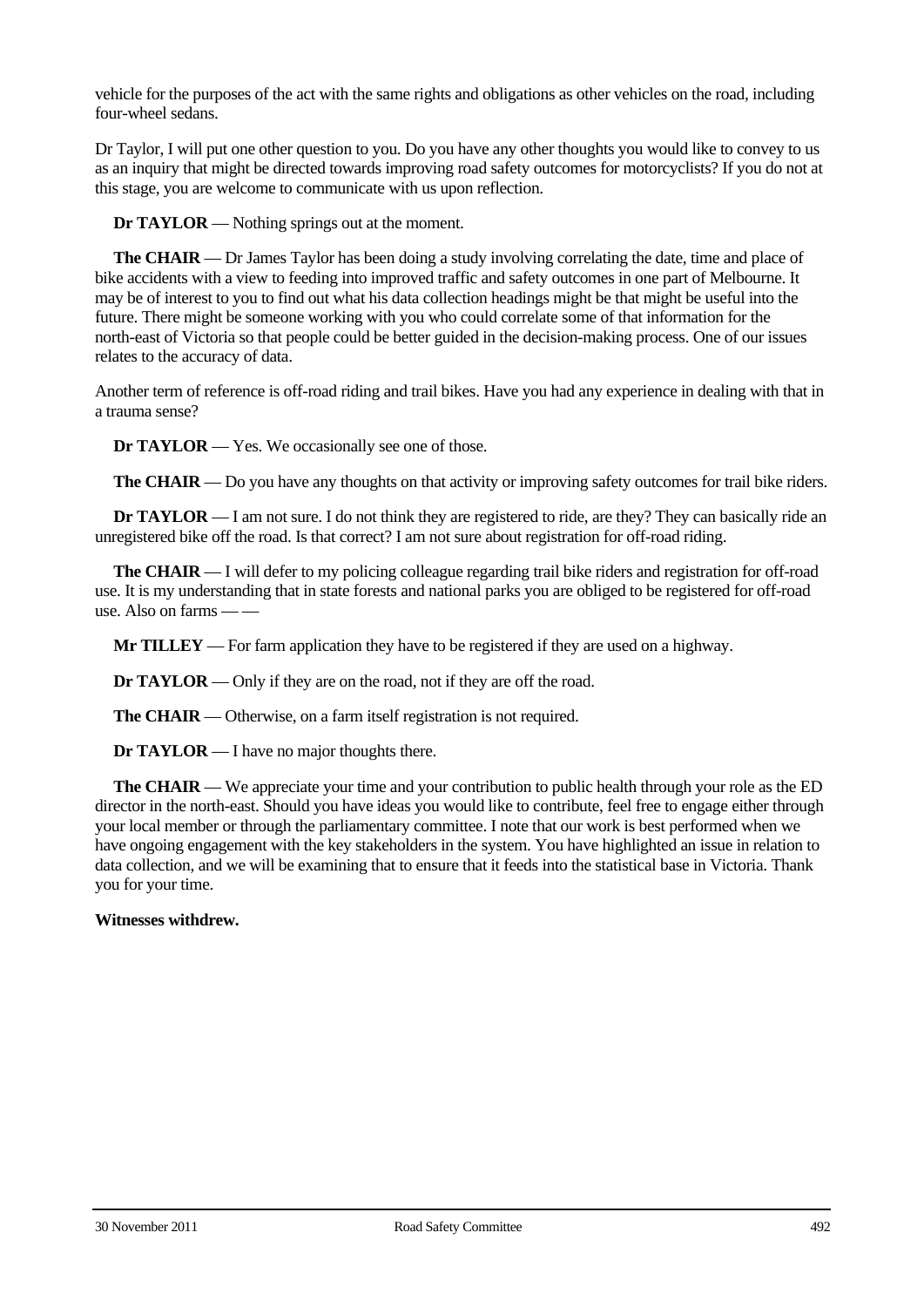vehicle for the purposes of the act with the same rights and obligations as other vehicles on the road, including four-wheel sedans.

Dr Taylor, I will put one other question to you. Do you have any other thoughts you would like to convey to us as an inquiry that might be directed towards improving road safety outcomes for motorcyclists? If you do not at this stage, you are welcome to communicate with us upon reflection.

**Dr TAYLOR** — Nothing springs out at the moment.

**The CHAIR** — Dr James Taylor has been doing a study involving correlating the date, time and place of bike accidents with a view to feeding into improved traffic and safety outcomes in one part of Melbourne. It may be of interest to you to find out what his data collection headings might be that might be useful into the future. There might be someone working with you who could correlate some of that information for the north-east of Victoria so that people could be better guided in the decision-making process. One of our issues relates to the accuracy of data.

Another term of reference is off-road riding and trail bikes. Have you had any experience in dealing with that in a trauma sense?

**Dr TAYLOR** — Yes. We occasionally see one of those.

**The CHAIR** — Do you have any thoughts on that activity or improving safety outcomes for trail bike riders.

**Dr TAYLOR** — I am not sure. I do not think they are registered to ride, are they? They can basically ride an unregistered bike off the road. Is that correct? I am not sure about registration for off-road riding.

**The CHAIR** — I will defer to my policing colleague regarding trail bike riders and registration for off-road use. It is my understanding that in state forests and national parks you are obliged to be registered for off-road use. Also on farms — —

**Mr TILLEY** — For farm application they have to be registered if they are used on a highway.

**Dr TAYLOR** — Only if they are on the road, not if they are off the road.

**The CHAIR** — Otherwise, on a farm itself registration is not required.

**Dr TAYLOR** — I have no major thoughts there.

**The CHAIR** — We appreciate your time and your contribution to public health through your role as the ED director in the north-east. Should you have ideas you would like to contribute, feel free to engage either through your local member or through the parliamentary committee. I note that our work is best performed when we have ongoing engagement with the key stakeholders in the system. You have highlighted an issue in relation to data collection, and we will be examining that to ensure that it feeds into the statistical base in Victoria. Thank you for your time.

**Witnesses withdrew.**